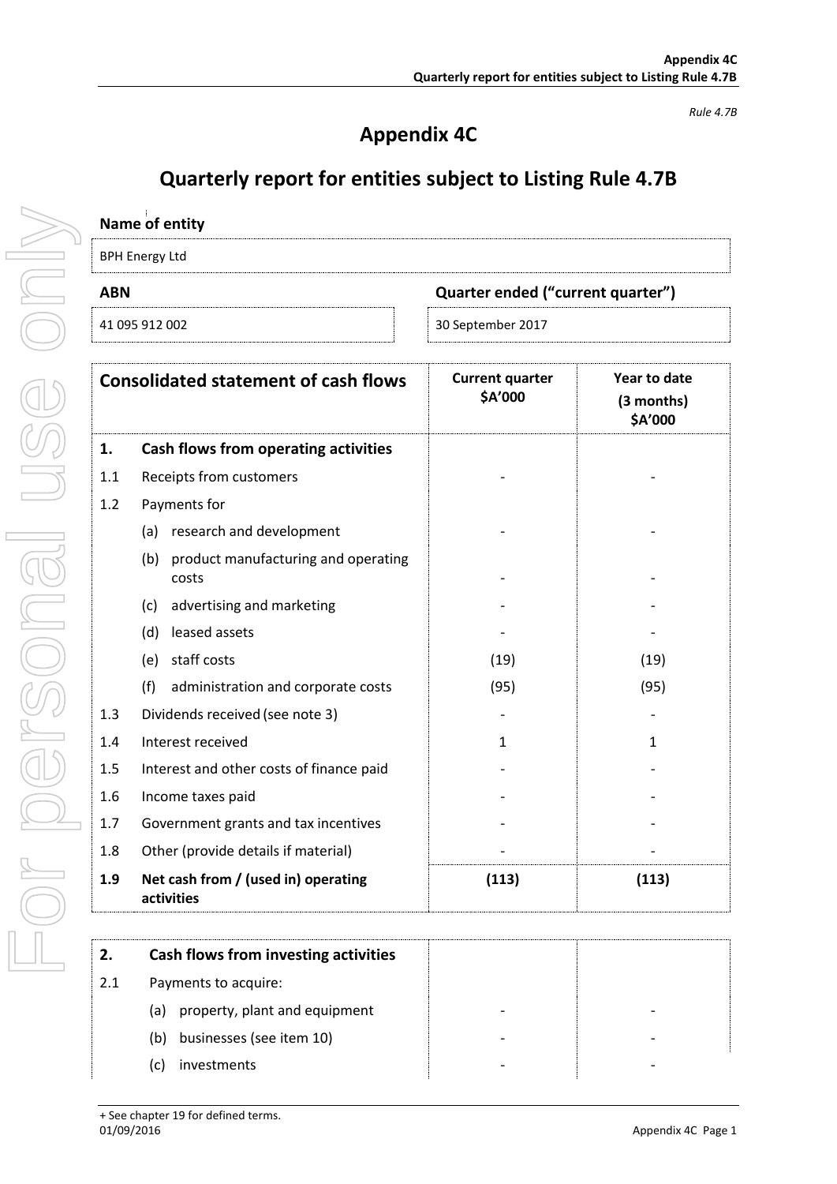*Rule 4.7B*

# Appendix 4C

## Quarterly report for entities subject to Listing Rule 4.7B

**Name of entity**

BPH Energy Ltd

| **ABN** | **Quarter ended ("current quarter")** |
|---|---|
| 41 095 912 002 | 30 September 2017 |

| | **Consolidated statement of cash flows** | **Current quarter $A'000** | **Year to date (3 months) $A'000** |
|---|---|---|---|
| **1.** | **Cash flows from operating activities** | | |
| 1.1 | Receipts from customers | - | - |
| 1.2 | Payments for | | |
| | (a) research and development | - | - |
| | (b) product manufacturing and operating costs | - | - |
| | (c) advertising and marketing | - | - |
| | (d) leased assets | - | - |
| | (e) staff costs | (19) | (19) |
| | (f) administration and corporate costs | (95) | (95) |
| 1.3 | Dividends received (see note 3) | - | - |
| 1.4 | Interest received | 1 | 1 |
| 1.5 | Interest and other costs of finance paid | - | - |
| 1.6 | Income taxes paid | - | - |
| 1.7 | Government grants and tax incentives | - | - |
| 1.8 | Other (provide details if material) | - | - |
| **1.9** | **Net cash from / (used in) operating activities** | **(113)** | **(113)** |

| | | | |
|---|---|---|---|
| **2.** | **Cash flows from investing activities** | | |
| 2.1 | Payments to acquire: | | |
| | (a) property, plant and equipment | - | - |
| | (b) businesses (see item 10) | - | - |
| | (c) investments | - | - |

+ See chapter 19 for defined terms.
01/09/2016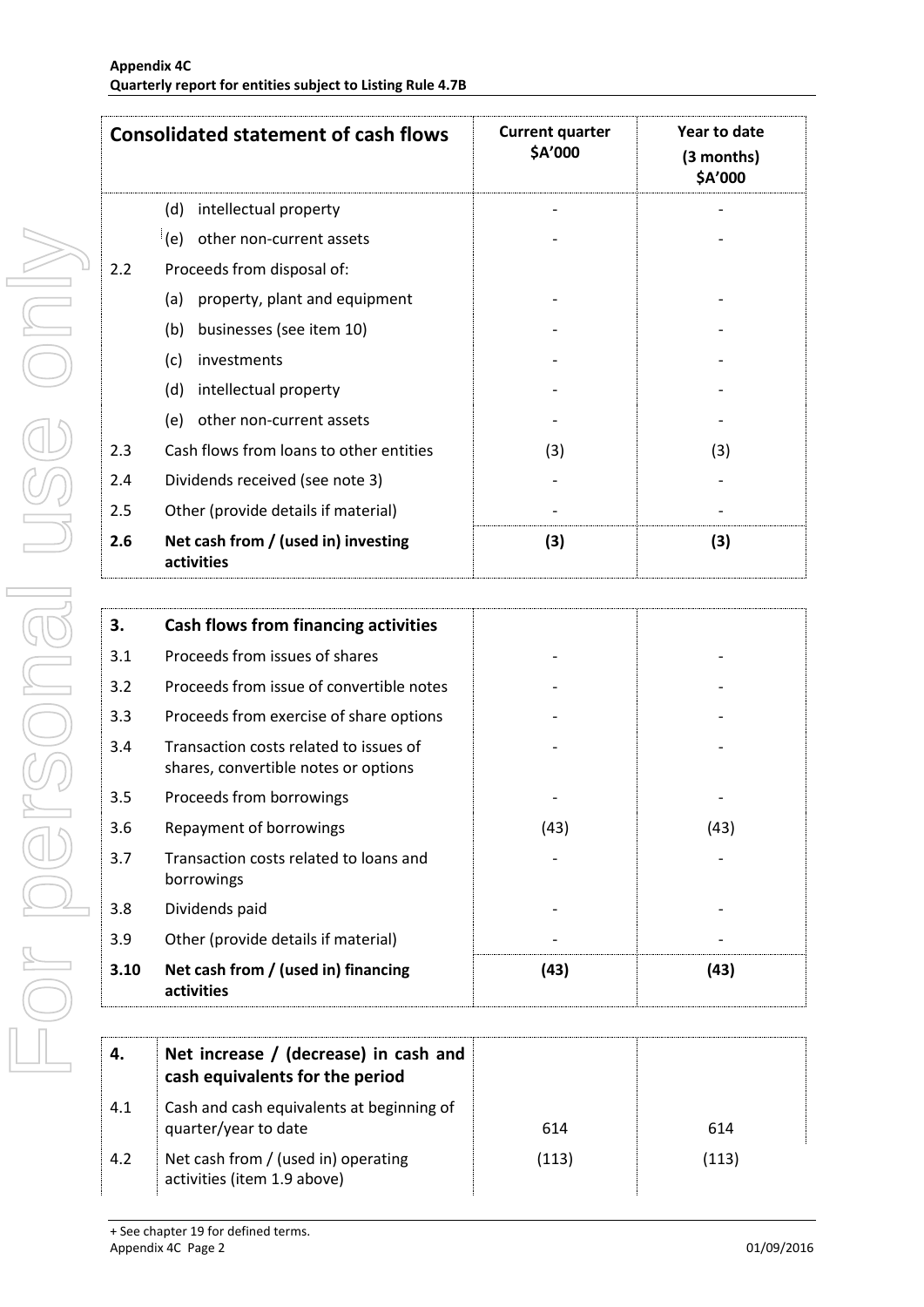| Consolidated statement of cash flows | | Current quarter $A'000 | Year to date (3 months) $A'000 |
|---|---|---|---|
| | (d) intellectual property | - | - |
| | (e) other non-current assets | - | - |
| 2.2 | Proceeds from disposal of: | | |
| | (a) property, plant and equipment | - | - |
| | (b) businesses (see item 10) | - | - |
| | (c) investments | - | - |
| | (d) intellectual property | - | - |
| | (e) other non-current assets | - | - |
| 2.3 | Cash flows from loans to other entities | (3) | (3) |
| 2.4 | Dividends received (see note 3) | - | - |
| 2.5 | Other (provide details if material) | - | - |
| **2.6** | **Net cash from / (used in) investing activities** | **(3)** | **(3)** |

| **3.** | **Cash flows from financing activities** | | |
|---|---|---|---|
| 3.1 | Proceeds from issues of shares | - | - |
| 3.2 | Proceeds from issue of convertible notes | - | - |
| 3.3 | Proceeds from exercise of share options | - | - |
| 3.4 | Transaction costs related to issues of shares, convertible notes or options | - | - |
| 3.5 | Proceeds from borrowings | - | - |
| 3.6 | Repayment of borrowings | (43) | (43) |
| 3.7 | Transaction costs related to loans and borrowings | - | - |
| 3.8 | Dividends paid | - | - |
| 3.9 | Other (provide details if material) | - | - |
| **3.10** | **Net cash from / (used in) financing activities** | **(43)** | **(43)** |

| **4.** | **Net increase / (decrease) in cash and cash equivalents for the period** | | |
|---|---|---|---|
| 4.1 | Cash and cash equivalents at beginning of quarter/year to date | 614 | 614 |
| 4.2 | Net cash from / (used in) operating activities (item 1.9 above) | (113) | (113) |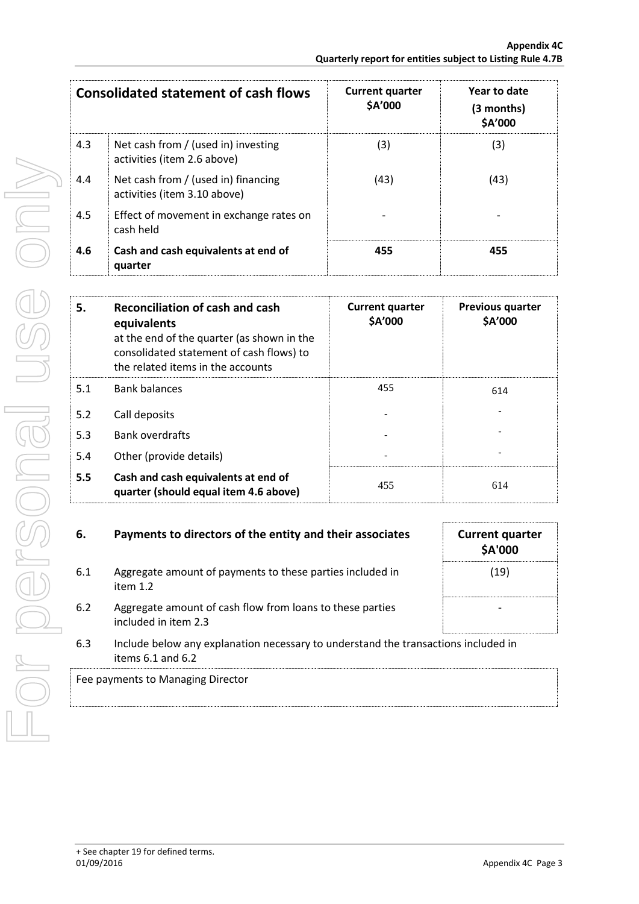| Consolidated statement of cash flows | | Current quarter $A'000 | Year to date (3 months) $A'000 |
|---|---|---|---|
| 4.3 | Net cash from / (used in) investing activities (item 2.6 above) | (3) | (3) |
| 4.4 | Net cash from / (used in) financing activities (item 3.10 above) | (43) | (43) |
| 4.5 | Effect of movement in exchange rates on cash held | - | - |
| **4.6** | **Cash and cash equivalents at end of quarter** | **455** | **455** |

| 5. | Reconciliation of cash and cash equivalents at the end of the quarter (as shown in the consolidated statement of cash flows) to the related items in the accounts | Current quarter $A'000 | Previous quarter $A'000 |
|---|---|---|---|
| 5.1 | Bank balances | 455 | 614 |
| 5.2 | Call deposits | - | - |
| 5.3 | Bank overdrafts | - | - |
| 5.4 | Other (provide details) | - | - |
| **5.5** | **Cash and cash equivalents at end of quarter (should equal item 4.6 above)** | 455 | 614 |

| 6. | Payments to directors of the entity and their associates | Current quarter $A'000 |
|---|---|---|
| 6.1 | Aggregate amount of payments to these parties included in item 1.2 | (19) |
| 6.2 | Aggregate amount of cash flow from loans to these parties included in item 2.3 | - |

6.3 Include below any explanation necessary to understand the transactions included in items 6.1 and 6.2

Fee payments to Managing Director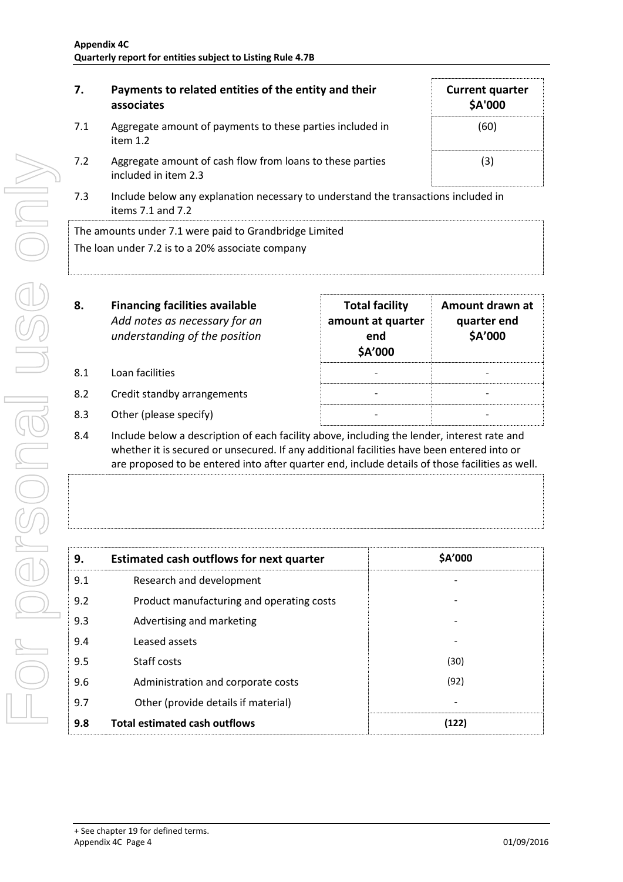| 7. | Payments to related entities of the entity and their associates | Current quarter $A'000 |
|---|---|---|
| 7.1 | Aggregate amount of payments to these parties included in item 1.2 | (60) |
| 7.2 | Aggregate amount of cash flow from loans to these parties included in item 2.3 | (3) |

7.3 Include below any explanation necessary to understand the transactions included in items 7.1 and 7.2

The amounts under 7.1 were paid to Grandbridge Limited

The loan under 7.2 is to a 20% associate company

| 8. | **Financing facilities available** *Add notes as necessary for an understanding of the position* | Total facility amount at quarter end $A'000 | Amount drawn at quarter end $A'000 |
|---|---|---|---|
| 8.1 | Loan facilities | - | - |
| 8.2 | Credit standby arrangements | - | - |
| 8.3 | Other (please specify) | - | - |

8.4 Include below a description of each facility above, including the lender, interest rate and whether it is secured or unsecured. If any additional facilities have been entered into or are proposed to be entered into after quarter end, include details of those facilities as well.

| 9. | Estimated cash outflows for next quarter | $A'000 |
|---|---|---|
| 9.1 | Research and development | - |
| 9.2 | Product manufacturing and operating costs | - |
| 9.3 | Advertising and marketing | - |
| 9.4 | Leased assets | - |
| 9.5 | Staff costs | (30) |
| 9.6 | Administration and corporate costs | (92) |
| 9.7 | Other (provide details if material) | - |
| **9.8** | **Total estimated cash outflows** | **(122)** |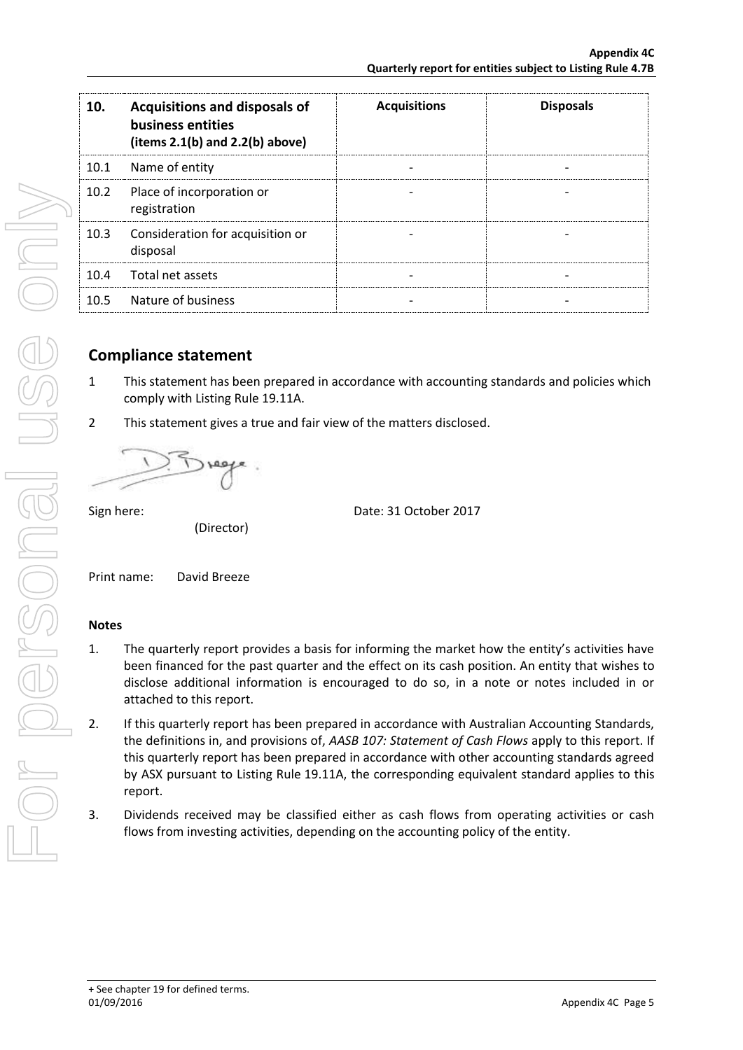| 10. | Acquisitions and disposals of business entities (items 2.1(b) and 2.2(b) above) | Acquisitions | Disposals |
|---|---|---|---|
| 10.1 | Name of entity | - | - |
| 10.2 | Place of incorporation or registration | - | - |
| 10.3 | Consideration for acquisition or disposal | - | - |
| 10.4 | Total net assets | - | - |
| 10.5 | Nature of business | - | - |

## Compliance statement

1. This statement has been prepared in accordance with accounting standards and policies which comply with Listing Rule 19.11A.
2. This statement gives a true and fair view of the matters disclosed.

Sign here: (Director) Date: 31 October 2017

Print name: David Breeze

**Notes**

1. The quarterly report provides a basis for informing the market how the entity's activities have been financed for the past quarter and the effect on its cash position. An entity that wishes to disclose additional information is encouraged to do so, in a note or notes included in or attached to this report.
2. If this quarterly report has been prepared in accordance with Australian Accounting Standards, the definitions in, and provisions of, *AASB 107: Statement of Cash Flows* apply to this report. If this quarterly report has been prepared in accordance with other accounting standards agreed by ASX pursuant to Listing Rule 19.11A, the corresponding equivalent standard applies to this report.
3. Dividends received may be classified either as cash flows from operating activities or cash flows from investing activities, depending on the accounting policy of the entity.